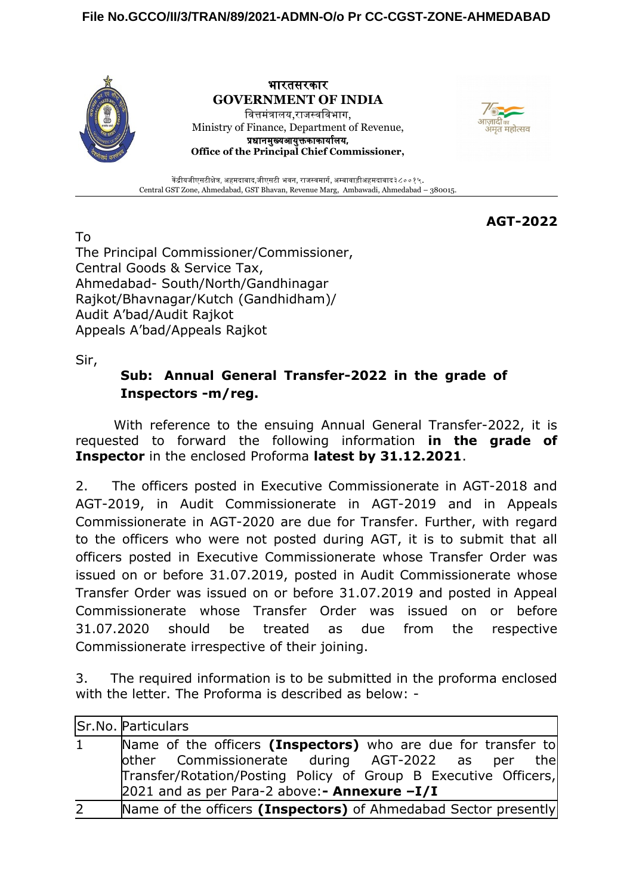File No.GCCO/II/3/TRAN/89/2021-ADMN-O/o Pr CC-CGST-ZONE-AHMEDABAD

**भारतसरकार**
**GOVERNMENT OF INDIA**
वित्तमंत्रालय,राजस्वविभाग,
Ministry of Finance, Department of Revenue,
**प्रधानमुख्यआयुक्तकाकार्यालय,**
**Office of the Principal Chief Commissioner,**

केंद्रीयजीएसटीक्षेत्र, अहमदाबाद,जीएसटी भवन, राजस्वमार्ग, अम्बावाडीअहमदाबाद३८००१५.
Central GST Zone, Ahmedabad, GST Bhavan, Revenue Marg, Ambawadi, Ahmedabad – 380015.

**AGT-2022**

To
The Principal Commissioner/Commissioner,
Central Goods & Service Tax,
Ahmedabad- South/North/Gandhinagar
Rajkot/Bhavnagar/Kutch (Gandhidham)/
Audit A'bad/Audit Rajkot
Appeals A'bad/Appeals Rajkot

Sir,

**Sub: Annual General Transfer-2022 in the grade of Inspectors -m/reg.**

With reference to the ensuing Annual General Transfer-2022, it is requested to forward the following information **in the grade of Inspector** in the enclosed Proforma **latest by 31.12.2021**.

2. The officers posted in Executive Commissionerate in AGT-2018 and AGT-2019, in Audit Commissionerate in AGT-2019 and in Appeals Commissionerate in AGT-2020 are due for Transfer. Further, with regard to the officers who were not posted during AGT, it is to submit that all officers posted in Executive Commissionerate whose Transfer Order was issued on or before 31.07.2019, posted in Audit Commissionerate whose Transfer Order was issued on or before 31.07.2019 and posted in Appeal Commissionerate whose Transfer Order was issued on or before 31.07.2020 should be treated as due from the respective Commissionerate irrespective of their joining.

3. The required information is to be submitted in the proforma enclosed with the letter. The Proforma is described as below: -

| Sr.No. | Particulars |
|---|---|
| 1 | Name of the officers **(Inspectors)** who are due for transfer to other Commissionerate during AGT-2022 as per the Transfer/Rotation/Posting Policy of Group B Executive Officers, 2021 and as per Para-2 above:**- Annexure –I/I** |
| 2 | Name of the officers **(Inspectors)** of Ahmedabad Sector presently |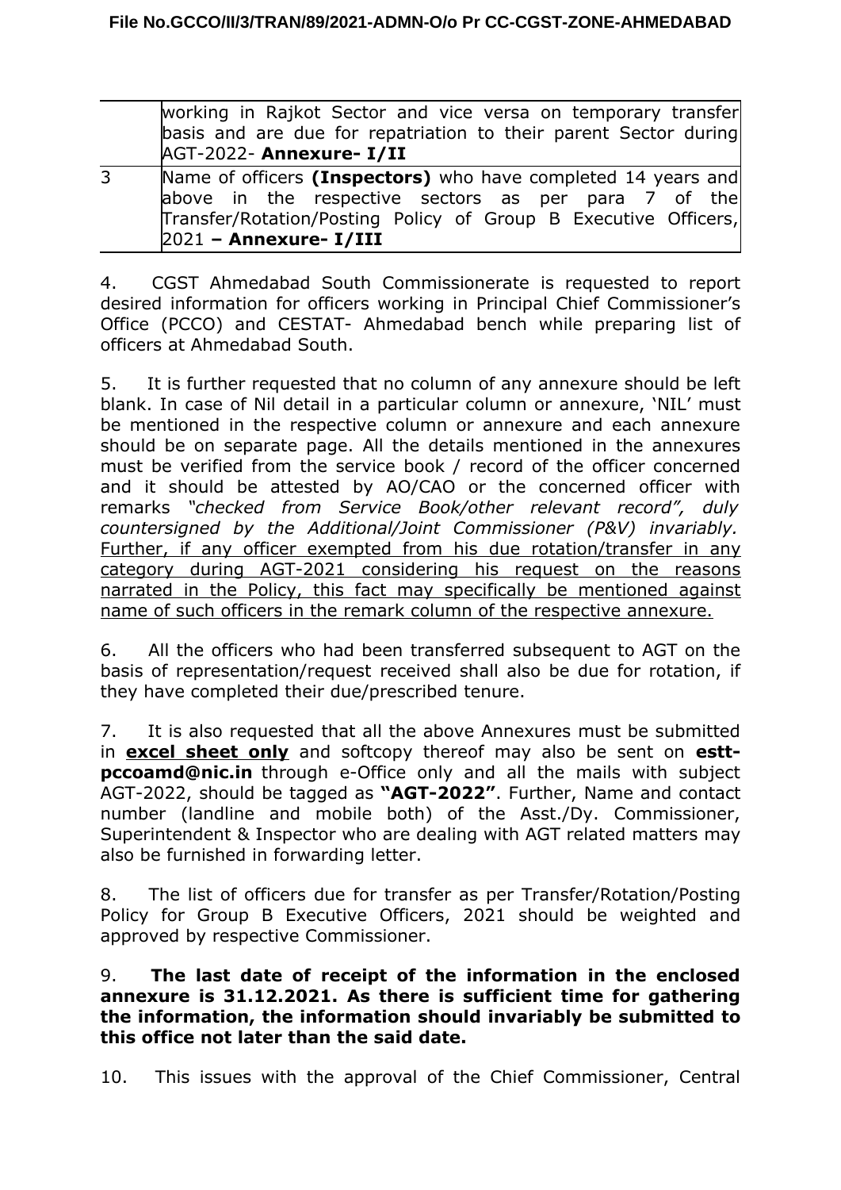| | |
|---|---|
| | working in Rajkot Sector and vice versa on temporary transfer basis and are due for repatriation to their parent Sector during AGT-2022- **Annexure- I/II** |
| 3 | Name of officers **(Inspectors)** who have completed 14 years and above in the respective sectors as per para 7 of the Transfer/Rotation/Posting Policy of Group B Executive Officers, 2021 **– Annexure- I/III** |

4. CGST Ahmedabad South Commissionerate is requested to report desired information for officers working in Principal Chief Commissioner's Office (PCCO) and CESTAT- Ahmedabad bench while preparing list of officers at Ahmedabad South.

5. It is further requested that no column of any annexure should be left blank. In case of Nil detail in a particular column or annexure, 'NIL' must be mentioned in the respective column or annexure and each annexure should be on separate page. All the details mentioned in the annexures must be verified from the service book / record of the officer concerned and it should be attested by AO/CAO or the concerned officer with remarks *"checked from Service Book/other relevant record", duly countersigned by the Additional/Joint Commissioner (P&V) invariably.* <u>Further, if any officer exempted from his due rotation/transfer in any category during AGT-2021 considering his request on the reasons narrated in the Policy, this fact may specifically be mentioned against name of such officers in the remark column of the respective annexure.</u>

6. All the officers who had been transferred subsequent to AGT on the basis of representation/request received shall also be due for rotation, if they have completed their due/prescribed tenure.

7. It is also requested that all the above Annexures must be submitted in **<u>excel sheet only</u>** and softcopy thereof may also be sent on **estt-pccoamd@nic.in** through e-Office only and all the mails with subject AGT-2022, should be tagged as **"AGT-2022"**. Further, Name and contact number (landline and mobile both) of the Asst./Dy. Commissioner, Superintendent & Inspector who are dealing with AGT related matters may also be furnished in forwarding letter.

8. The list of officers due for transfer as per Transfer/Rotation/Posting Policy for Group B Executive Officers, 2021 should be weighted and approved by respective Commissioner.

9. **The last date of receipt of the information in the enclosed annexure is 31.12.2021. As there is sufficient time for gathering the information, the information should invariably be submitted to this office not later than the said date.**

10. This issues with the approval of the Chief Commissioner, Central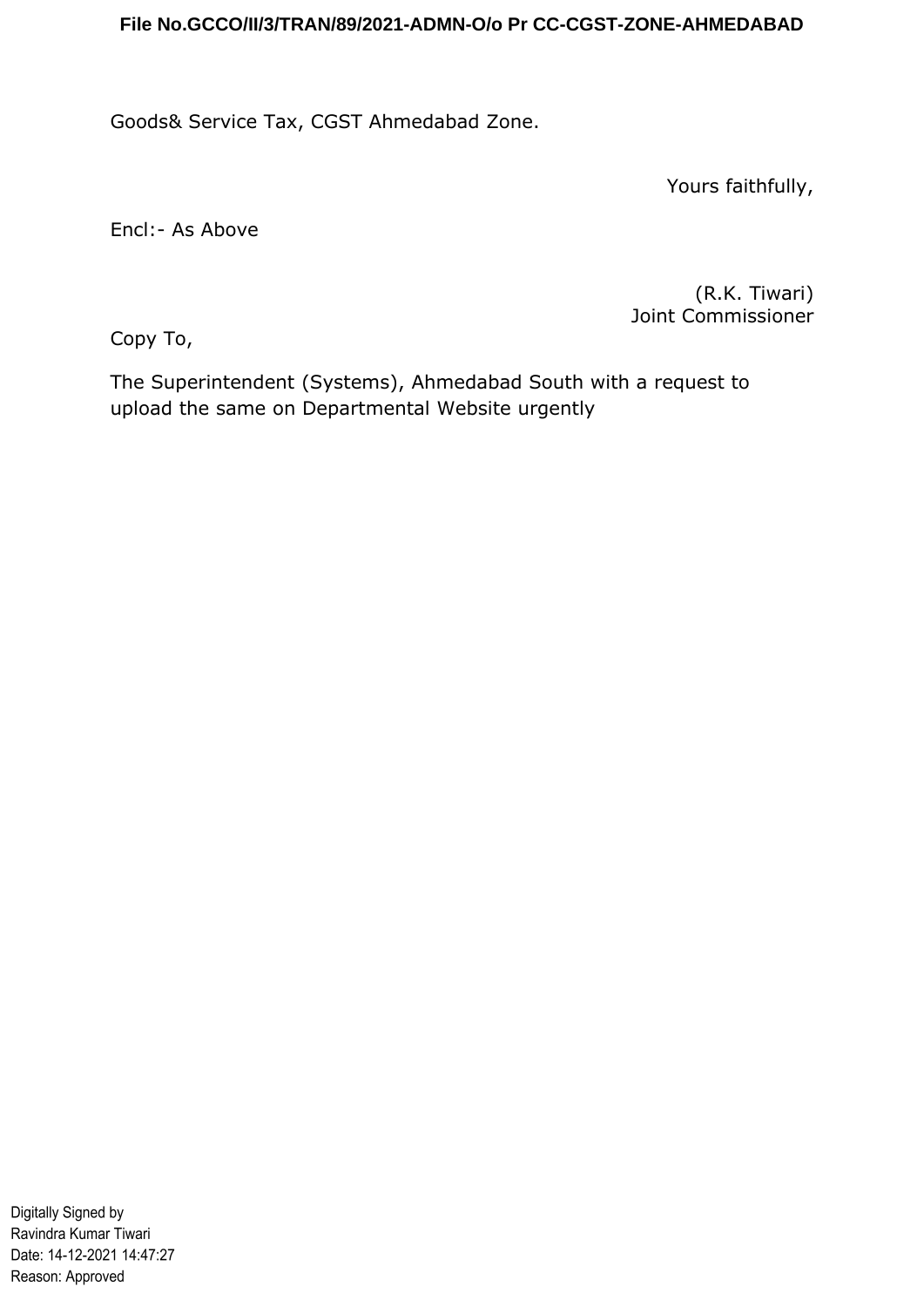Goods& Service Tax, CGST Ahmedabad Zone.

Yours faithfully,

Encl:- As Above

(R.K. Tiwari)
Joint Commissioner

Copy To,

The Superintendent (Systems), Ahmedabad South with a request to upload the same on Departmental Website urgently

Digitally Signed by
Ravindra Kumar Tiwari
Date: 14-12-2021 14:47:27
Reason: Approved